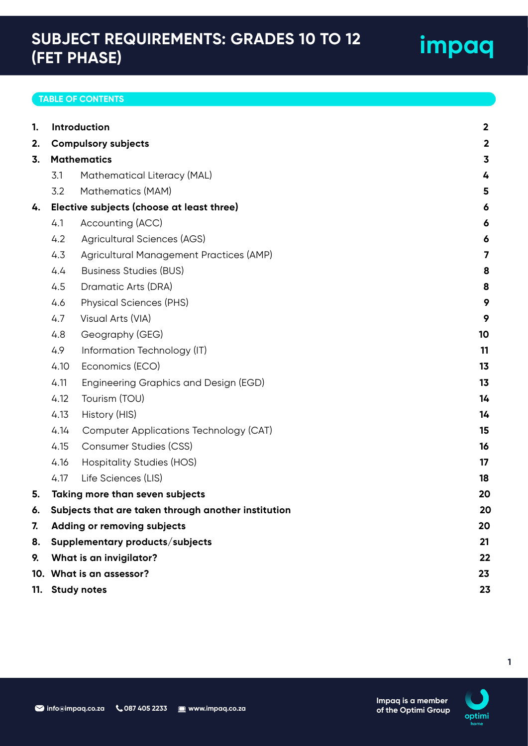# SUBJECT REQUIREMENTS: GRADES 10 TO 12 (FET PHASE)

impaq

## TABLE OF CONTENTS

| | | |
|---|---|---|
| **1.** | **Introduction** | **2** |
| **2.** | **Compulsory subjects** | **2** |
| **3.** | **Mathematics** | **3** |
| 3.1 | Mathematical Literacy (MAL) | **4** |
| 3.2 | Mathematics (MAM) | **5** |
| **4.** | **Elective subjects (choose at least three)** | **6** |
| 4.1 | Accounting (ACC) | **6** |
| 4.2 | Agricultural Sciences (AGS) | **6** |
| 4.3 | Agricultural Management Practices (AMP) | **7** |
| 4.4 | Business Studies (BUS) | **8** |
| 4.5 | Dramatic Arts (DRA) | **8** |
| 4.6 | Physical Sciences (PHS) | **9** |
| 4.7 | Visual Arts (VIA) | **9** |
| 4.8 | Geography (GEG) | **10** |
| 4.9 | Information Technology (IT) | **11** |
| 4.10 | Economics (ECO) | **13** |
| 4.11 | Engineering Graphics and Design (EGD) | **13** |
| 4.12 | Tourism (TOU) | **14** |
| 4.13 | History (HIS) | **14** |
| 4.14 | Computer Applications Technology (CAT) | **15** |
| 4.15 | Consumer Studies (CSS) | **16** |
| 4.16 | Hospitality Studies (HOS) | **17** |
| 4.17 | Life Sciences (LIS) | **18** |
| **5.** | **Taking more than seven subjects** | **20** |
| **6.** | **Subjects that are taken through another institution** | **20** |
| **7.** | **Adding or removing subjects** | **20** |
| **8.** | **Supplementary products/subjects** | **21** |
| **9.** | **What is an invigilator?** | **22** |
| **10.** | **What is an assessor?** | **23** |
| **11.** | **Study notes** | **23** |

info@impaq.co.za 087 405 2233 www.impaq.co.za

Impaq is a member of the Optimi Group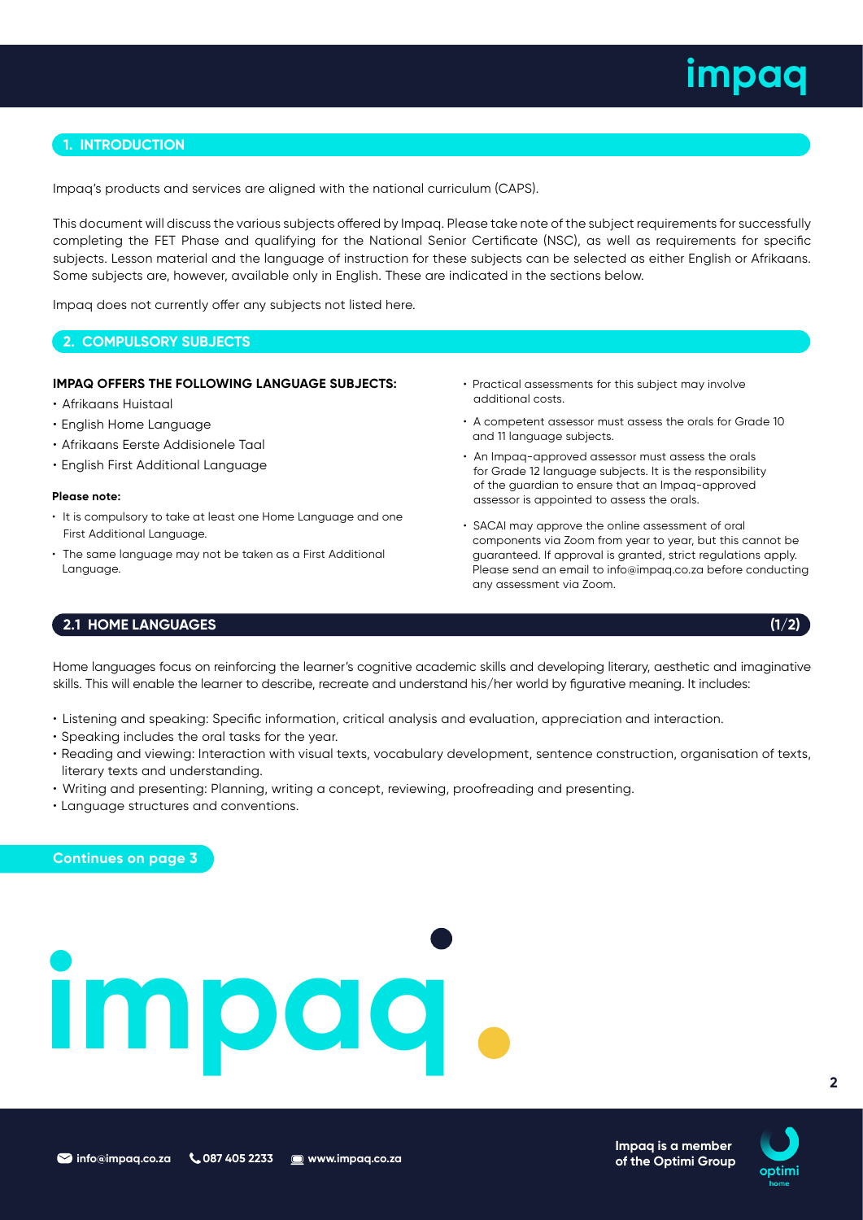## 1. INTRODUCTION

Impaq's products and services are aligned with the national curriculum (CAPS).

This document will discuss the various subjects offered by Impaq. Please take note of the subject requirements for successfully completing the FET Phase and qualifying for the National Senior Certificate (NSC), as well as requirements for specific subjects. Lesson material and the language of instruction for these subjects can be selected as either English or Afrikaans. Some subjects are, however, available only in English. These are indicated in the sections below.

Impaq does not currently offer any subjects not listed here.

## 2. COMPULSORY SUBJECTS

**IMPAQ OFFERS THE FOLLOWING LANGUAGE SUBJECTS:**

- Afrikaans Huistaal
- English Home Language
- Afrikaans Eerste Addisionele Taal
- English First Additional Language

**Please note:**

- It is compulsory to take at least one Home Language and one First Additional Language.
- The same language may not be taken as a First Additional Language.
- Practical assessments for this subject may involve additional costs.
- A competent assessor must assess the orals for Grade 10 and 11 language subjects.
- An Impaq-approved assessor must assess the orals for Grade 12 language subjects. It is the responsibility of the guardian to ensure that an Impaq-approved assessor is appointed to assess the orals.
- SACAI may approve the online assessment of oral components via Zoom from year to year, but this cannot be guaranteed. If approval is granted, strict regulations apply. Please send an email to info@impaq.co.za before conducting any assessment via Zoom.

### 2.1 HOME LANGUAGES (1/2)

Home languages focus on reinforcing the learner's cognitive academic skills and developing literary, aesthetic and imaginative skills. This will enable the learner to describe, recreate and understand his/her world by figurative meaning. It includes:

- Listening and speaking: Specific information, critical analysis and evaluation, appreciation and interaction.
- Speaking includes the oral tasks for the year.
- Reading and viewing: Interaction with visual texts, vocabulary development, sentence construction, organisation of texts, literary texts and understanding.
- Writing and presenting: Planning, writing a concept, reviewing, proofreading and presenting.
- Language structures and conventions.

Continues on page 3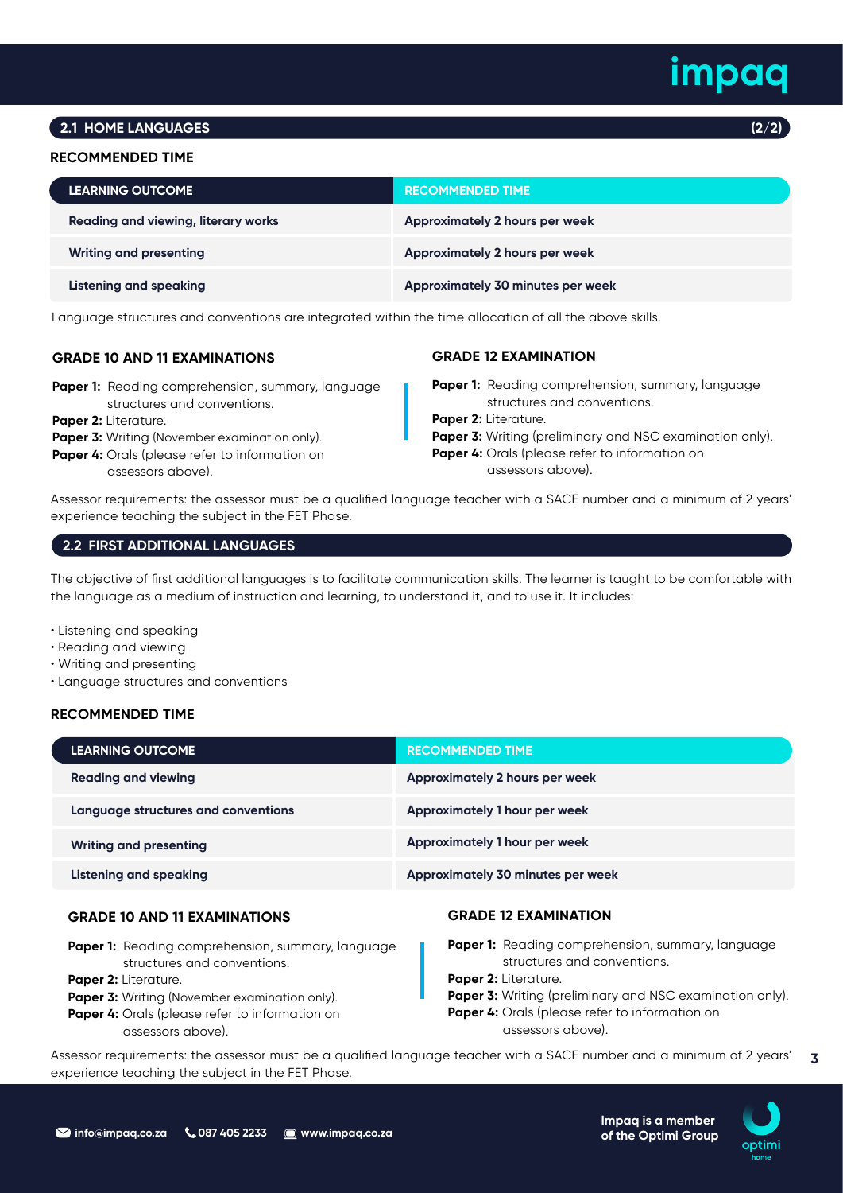## 2.1 HOME LANGUAGES (2/2)

### RECOMMENDED TIME

| LEARNING OUTCOME | RECOMMENDED TIME |
|---|---|
| Reading and viewing, literary works | Approximately 2 hours per week |
| Writing and presenting | Approximately 2 hours per week |
| Listening and speaking | Approximately 30 minutes per week |

Language structures and conventions are integrated within the time allocation of all the above skills.

### GRADE 10 AND 11 EXAMINATIONS

**Paper 1:** Reading comprehension, summary, language structures and conventions.
**Paper 2:** Literature.
**Paper 3:** Writing (November examination only).
**Paper 4:** Orals (please refer to information on assessors above).

### GRADE 12 EXAMINATION

**Paper 1:** Reading comprehension, summary, language structures and conventions.
**Paper 2:** Literature.
**Paper 3:** Writing (preliminary and NSC examination only).
**Paper 4:** Orals (please refer to information on assessors above).

Assessor requirements: the assessor must be a qualified language teacher with a SACE number and a minimum of 2 years' experience teaching the subject in the FET Phase.

## 2.2 FIRST ADDITIONAL LANGUAGES

The objective of first additional languages is to facilitate communication skills. The learner is taught to be comfortable with the language as a medium of instruction and learning, to understand it, and to use it. It includes:

- Listening and speaking
- Reading and viewing
- Writing and presenting
- Language structures and conventions

### RECOMMENDED TIME

| LEARNING OUTCOME | RECOMMENDED TIME |
|---|---|
| Reading and viewing | Approximately 2 hours per week |
| Language structures and conventions | Approximately 1 hour per week |
| Writing and presenting | Approximately 1 hour per week |
| Listening and speaking | Approximately 30 minutes per week |

### GRADE 10 AND 11 EXAMINATIONS

**Paper 1:** Reading comprehension, summary, language structures and conventions.
**Paper 2:** Literature.
**Paper 3:** Writing (November examination only).
**Paper 4:** Orals (please refer to information on assessors above).

### GRADE 12 EXAMINATION

**Paper 1:** Reading comprehension, summary, language structures and conventions.
**Paper 2:** Literature.
**Paper 3:** Writing (preliminary and NSC examination only).
**Paper 4:** Orals (please refer to information on assessors above).

Assessor requirements: the assessor must be a qualified language teacher with a SACE number and a minimum of 2 years' experience teaching the subject in the FET Phase.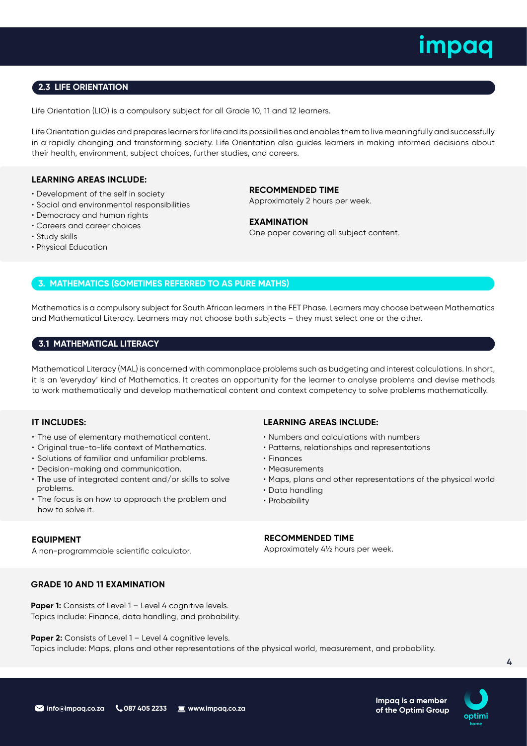## 2.3 LIFE ORIENTATION

Life Orientation (LIO) is a compulsory subject for all Grade 10, 11 and 12 learners.

Life Orientation guides and prepares learners for life and its possibilities and enables them to live meaningfully and successfully in a rapidly changing and transforming society. Life Orientation also guides learners in making informed decisions about their health, environment, subject choices, further studies, and careers.

**LEARNING AREAS INCLUDE:**

- Development of the self in society
- Social and environmental responsibilities
- Democracy and human rights
- Careers and career choices
- Study skills
- Physical Education

**RECOMMENDED TIME**

Approximately 2 hours per week.

**EXAMINATION**

One paper covering all subject content.

## 3. MATHEMATICS (SOMETIMES REFERRED TO AS PURE MATHS)

Mathematics is a compulsory subject for South African learners in the FET Phase. Learners may choose between Mathematics and Mathematical Literacy. Learners may not choose both subjects – they must select one or the other.

## 3.1 MATHEMATICAL LITERACY

Mathematical Literacy (MAL) is concerned with commonplace problems such as budgeting and interest calculations. In short, it is an 'everyday' kind of Mathematics. It creates an opportunity for the learner to analyse problems and devise methods to work mathematically and develop mathematical content and context competency to solve problems mathematically.

**IT INCLUDES:**

- The use of elementary mathematical content.
- Original true-to-life context of Mathematics.
- Solutions of familiar and unfamiliar problems.
- Decision-making and communication.
- The use of integrated content and/or skills to solve problems.
- The focus is on how to approach the problem and how to solve it.

**LEARNING AREAS INCLUDE:**

- Numbers and calculations with numbers
- Patterns, relationships and representations
- Finances
- Measurements
- Maps, plans and other representations of the physical world
- Data handling
- Probability

**EQUIPMENT**

A non-programmable scientific calculator.

**RECOMMENDED TIME**

Approximately 4½ hours per week.

**GRADE 10 AND 11 EXAMINATION**

**Paper 1:** Consists of Level 1 – Level 4 cognitive levels.
Topics include: Finance, data handling, and probability.

**Paper 2:** Consists of Level 1 – Level 4 cognitive levels.
Topics include: Maps, plans and other representations of the physical world, measurement, and probability.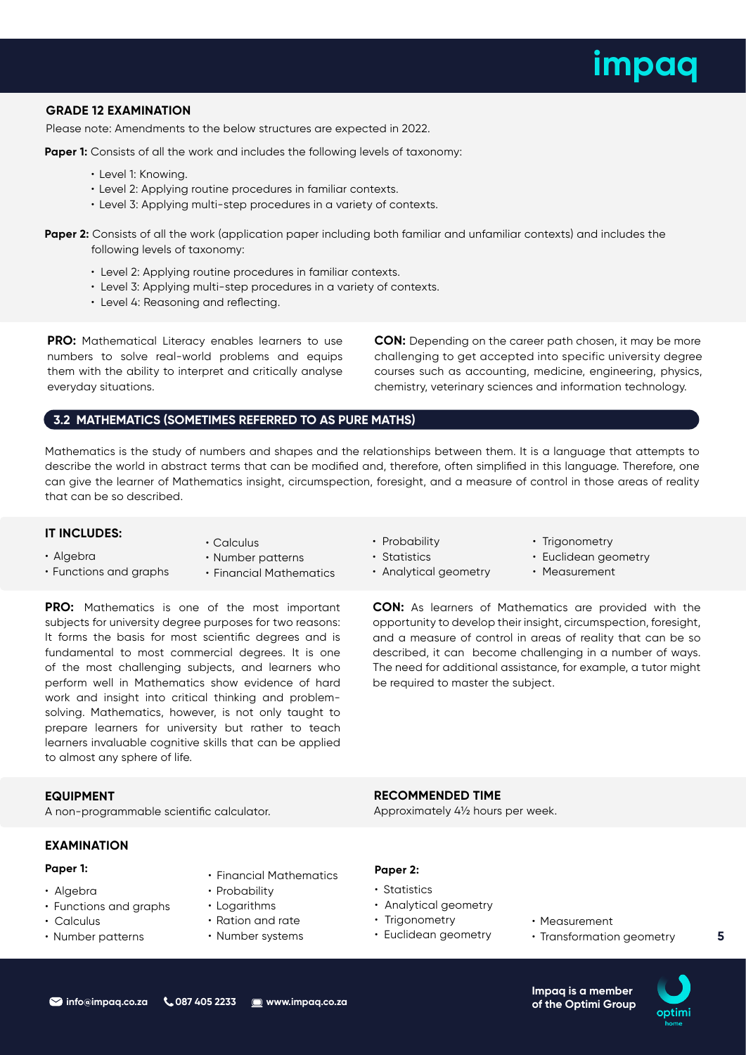### GRADE 12 EXAMINATION

Please note: Amendments to the below structures are expected in 2022.

**Paper 1:** Consists of all the work and includes the following levels of taxonomy:

- Level 1: Knowing.
- Level 2: Applying routine procedures in familiar contexts.
- Level 3: Applying multi-step procedures in a variety of contexts.

**Paper 2:** Consists of all the work (application paper including both familiar and unfamiliar contexts) and includes the following levels of taxonomy:

- Level 2: Applying routine procedures in familiar contexts.
- Level 3: Applying multi-step procedures in a variety of contexts.
- Level 4: Reasoning and reflecting.

**PRO:** Mathematical Literacy enables learners to use numbers to solve real-world problems and equips them with the ability to interpret and critically analyse everyday situations.

**CON:** Depending on the career path chosen, it may be more challenging to get accepted into specific university degree courses such as accounting, medicine, engineering, physics, chemistry, veterinary sciences and information technology.

## 3.2 MATHEMATICS (SOMETIMES REFERRED TO AS PURE MATHS)

Mathematics is the study of numbers and shapes and the relationships between them. It is a language that attempts to describe the world in abstract terms that can be modified and, therefore, often simplified in this language. Therefore, one can give the learner of Mathematics insight, circumspection, foresight, and a measure of control in those areas of reality that can be so described.

### IT INCLUDES:

- Algebra
- Functions and graphs
- Calculus
- Number patterns
- Financial Mathematics
- Probability
- Statistics
- Analytical geometry
- Trigonometry
- Euclidean geometry
- Measurement

**PRO:** Mathematics is one of the most important subjects for university degree purposes for two reasons: It forms the basis for most scientific degrees and is fundamental to most commercial degrees. It is one of the most challenging subjects, and learners who perform well in Mathematics show evidence of hard work and insight into critical thinking and problem-solving. Mathematics, however, is not only taught to prepare learners for university but rather to teach learners invaluable cognitive skills that can be applied to almost any sphere of life.

**CON:** As learners of Mathematics are provided with the opportunity to develop their insight, circumspection, foresight, and a measure of control in areas of reality that can be so described, it can become challenging in a number of ways. The need for additional assistance, for example, a tutor might be required to master the subject.

### EQUIPMENT

A non-programmable scientific calculator.

### RECOMMENDED TIME

Approximately 4½ hours per week.

### EXAMINATION

**Paper 1:**

- Algebra
- Functions and graphs
- Calculus
- Number patterns
- Financial Mathematics
- Probability
- Logarithms
- Ration and rate
- Number systems

**Paper 2:**

- Statistics
- Analytical geometry
- Trigonometry
- Euclidean geometry
- Measurement
- Transformation geometry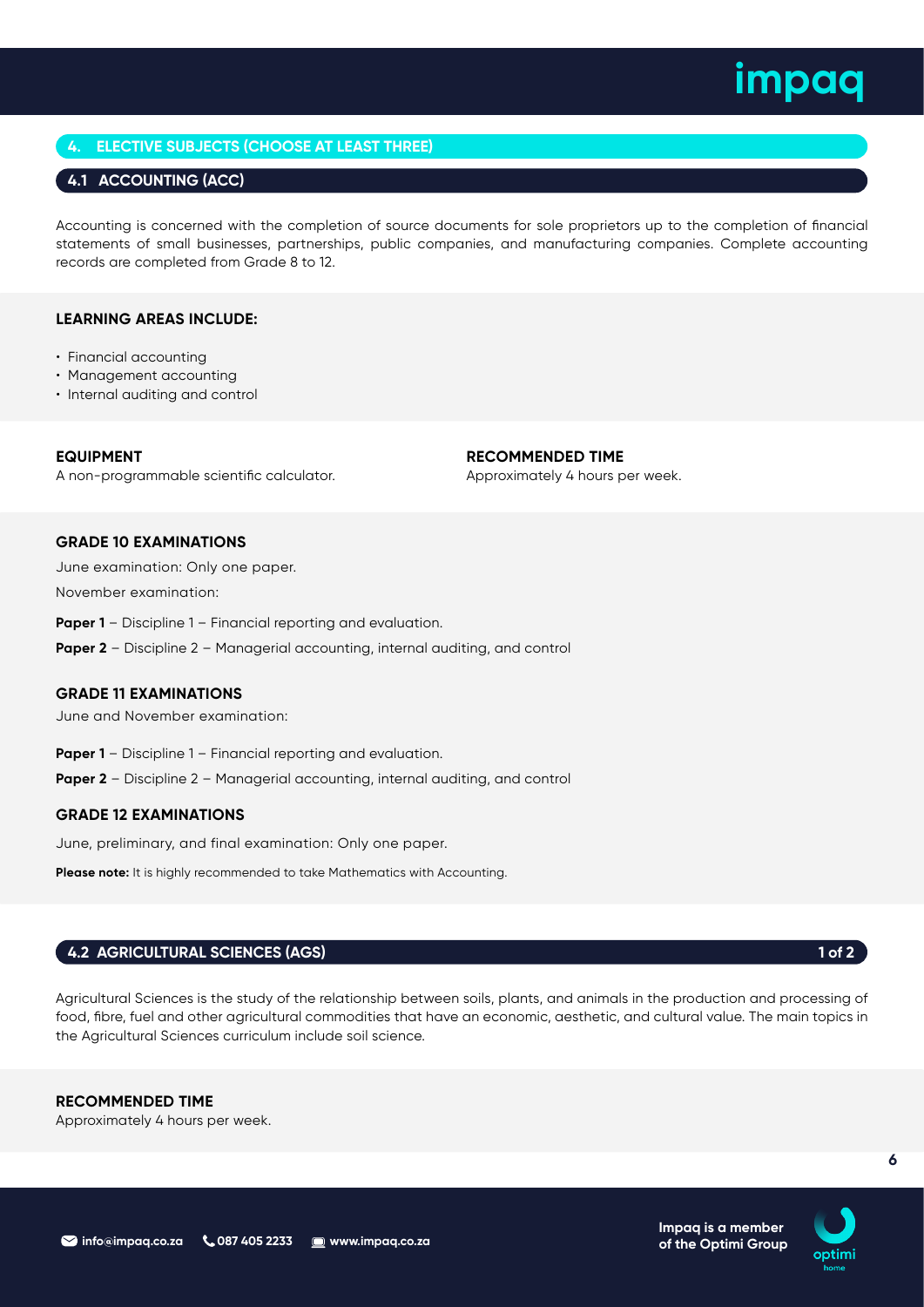## 4. ELECTIVE SUBJECTS (CHOOSE AT LEAST THREE)

### 4.1 ACCOUNTING (ACC)

Accounting is concerned with the completion of source documents for sole proprietors up to the completion of financial statements of small businesses, partnerships, public companies, and manufacturing companies. Complete accounting records are completed from Grade 8 to 12.

**LEARNING AREAS INCLUDE:**

- Financial accounting
- Management accounting
- Internal auditing and control

**EQUIPMENT**
A non-programmable scientific calculator.

**RECOMMENDED TIME**
Approximately 4 hours per week.

**GRADE 10 EXAMINATIONS**

June examination: Only one paper.

November examination:

**Paper 1** – Discipline 1 – Financial reporting and evaluation.

**Paper 2** – Discipline 2 – Managerial accounting, internal auditing, and control

**GRADE 11 EXAMINATIONS**

June and November examination:

**Paper 1** – Discipline 1 – Financial reporting and evaluation.

**Paper 2** – Discipline 2 – Managerial accounting, internal auditing, and control

**GRADE 12 EXAMINATIONS**

June, preliminary, and final examination: Only one paper.

**Please note:** It is highly recommended to take Mathematics with Accounting.

### 4.2 AGRICULTURAL SCIENCES (AGS)

Agricultural Sciences is the study of the relationship between soils, plants, and animals in the production and processing of food, fibre, fuel and other agricultural commodities that have an economic, aesthetic, and cultural value. The main topics in the Agricultural Sciences curriculum include soil science.

**RECOMMENDED TIME**
Approximately 4 hours per week.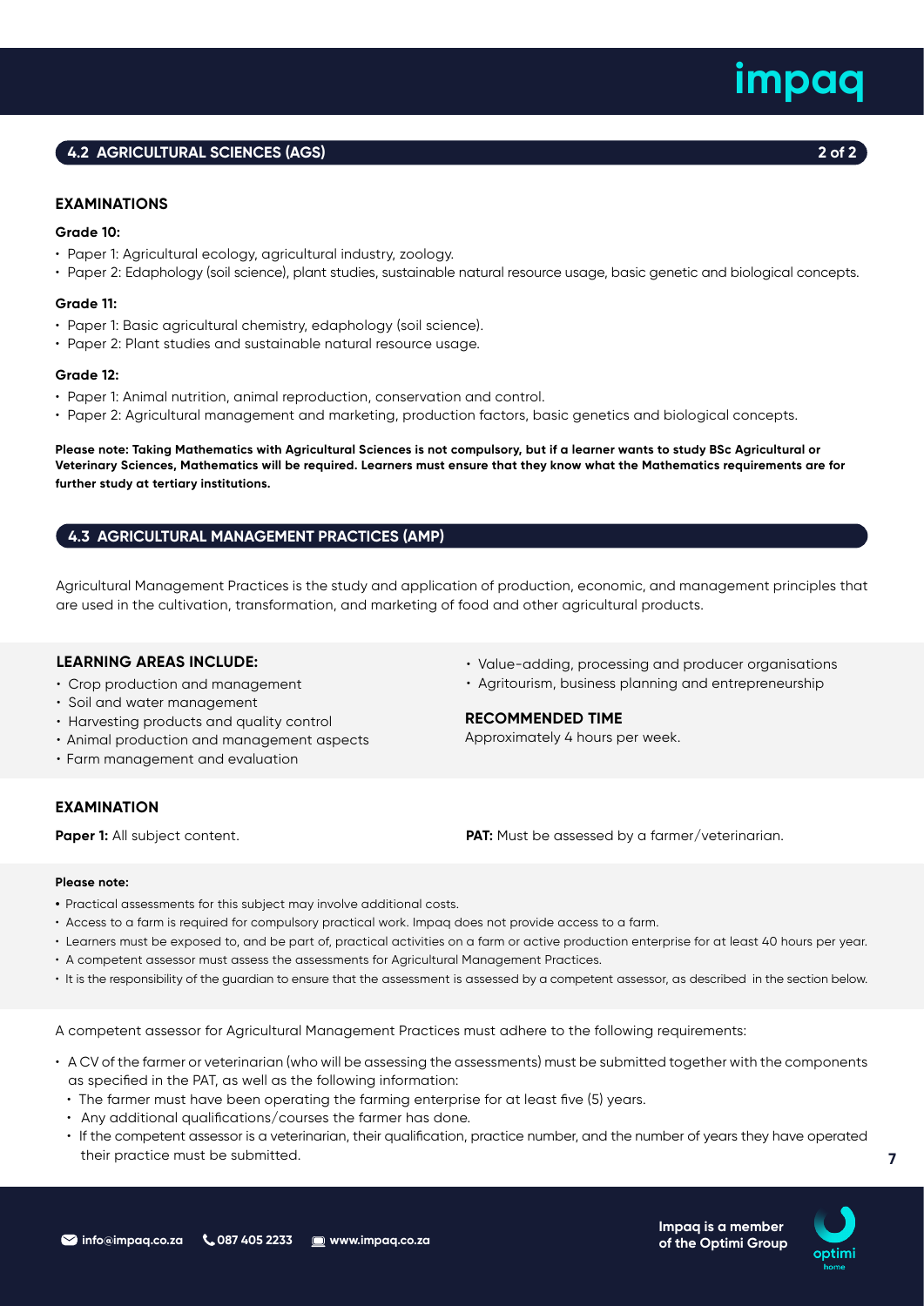## 4.2 AGRICULTURAL SCIENCES (AGS)

### EXAMINATIONS

**Grade 10:**

- Paper 1: Agricultural ecology, agricultural industry, zoology.
- Paper 2: Edaphology (soil science), plant studies, sustainable natural resource usage, basic genetic and biological concepts.

**Grade 11:**

- Paper 1: Basic agricultural chemistry, edaphology (soil science).
- Paper 2: Plant studies and sustainable natural resource usage.

**Grade 12:**

- Paper 1: Animal nutrition, animal reproduction, conservation and control.
- Paper 2: Agricultural management and marketing, production factors, basic genetics and biological concepts.

**Please note: Taking Mathematics with Agricultural Sciences is not compulsory, but if a learner wants to study BSc Agricultural or Veterinary Sciences, Mathematics will be required. Learners must ensure that they know what the Mathematics requirements are for further study at tertiary institutions.**

## 4.3 AGRICULTURAL MANAGEMENT PRACTICES (AMP)

Agricultural Management Practices is the study and application of production, economic, and management principles that are used in the cultivation, transformation, and marketing of food and other agricultural products.

### LEARNING AREAS INCLUDE:

- Crop production and management
- Soil and water management
- Harvesting products and quality control
- Animal production and management aspects
- Farm management and evaluation
- Value-adding, processing and producer organisations
- Agritourism, business planning and entrepreneurship

### RECOMMENDED TIME

Approximately 4 hours per week.

### EXAMINATION

**Paper 1:** All subject content.

**PAT:** Must be assessed by a farmer/veterinarian.

**Please note:**

- Practical assessments for this subject may involve additional costs.
- Access to a farm is required for compulsory practical work. Impaq does not provide access to a farm.
- Learners must be exposed to, and be part of, practical activities on a farm or active production enterprise for at least 40 hours per year.
- A competent assessor must assess the assessments for Agricultural Management Practices.
- It is the responsibility of the guardian to ensure that the assessment is assessed by a competent assessor, as described in the section below.

A competent assessor for Agricultural Management Practices must adhere to the following requirements:

- A CV of the farmer or veterinarian (who will be assessing the assessments) must be submitted together with the components as specified in the PAT, as well as the following information:
  - The farmer must have been operating the farming enterprise for at least five (5) years.
  - Any additional qualifications/courses the farmer has done.
  - If the competent assessor is a veterinarian, their qualification, practice number, and the number of years they have operated their practice must be submitted.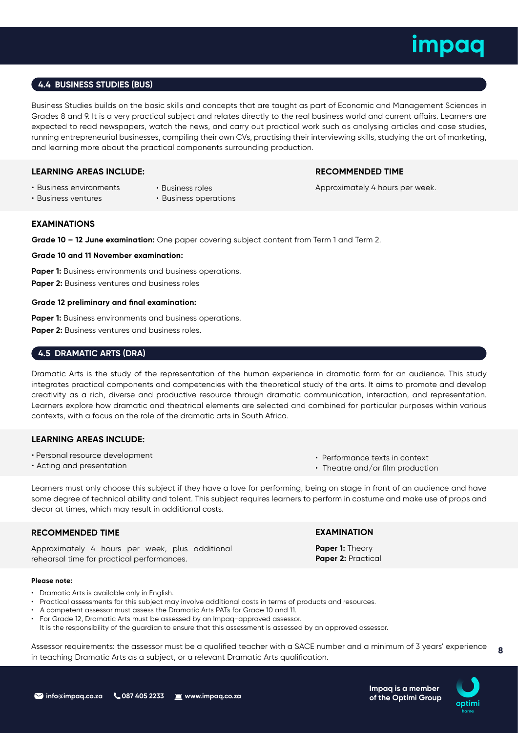## 4.4 BUSINESS STUDIES (BUS)

Business Studies builds on the basic skills and concepts that are taught as part of Economic and Management Sciences in Grades 8 and 9. It is a very practical subject and relates directly to the real business world and current affairs. Learners are expected to read newspapers, watch the news, and carry out practical work such as analysing articles and case studies, running entrepreneurial businesses, compiling their own CVs, practising their interviewing skills, studying the art of marketing, and learning more about the practical components surrounding production.

### LEARNING AREAS INCLUDE:

- Business environments
- Business ventures
- Business roles
- Business operations

### RECOMMENDED TIME

Approximately 4 hours per week.

### EXAMINATIONS

**Grade 10 – 12 June examination:** One paper covering subject content from Term 1 and Term 2.

**Grade 10 and 11 November examination:**

**Paper 1:** Business environments and business operations.

**Paper 2:** Business ventures and business roles

**Grade 12 preliminary and final examination:**

**Paper 1:** Business environments and business operations.

**Paper 2:** Business ventures and business roles.

## 4.5 DRAMATIC ARTS (DRA)

Dramatic Arts is the study of the representation of the human experience in dramatic form for an audience. This study integrates practical components and competencies with the theoretical study of the arts. It aims to promote and develop creativity as a rich, diverse and productive resource through dramatic communication, interaction, and representation. Learners explore how dramatic and theatrical elements are selected and combined for particular purposes within various contexts, with a focus on the role of the dramatic arts in South Africa.

### LEARNING AREAS INCLUDE:

- Personal resource development
- Acting and presentation
- Performance texts in context
- Theatre and/or film production

Learners must only choose this subject if they have a love for performing, being on stage in front of an audience and have some degree of technical ability and talent. This subject requires learners to perform in costume and make use of props and decor at times, which may result in additional costs.

### RECOMMENDED TIME

Approximately 4 hours per week, plus additional rehearsal time for practical performances.

### EXAMINATION

**Paper 1:** Theory
**Paper 2:** Practical

**Please note:**

- Dramatic Arts is available only in English.
- Practical assessments for this subject may involve additional costs in terms of products and resources.
- A competent assessor must assess the Dramatic Arts PATs for Grade 10 and 11.
- For Grade 12, Dramatic Arts must be assessed by an Impaq-approved assessor.
  It is the responsibility of the guardian to ensure that this assessment is assessed by an approved assessor.

Assessor requirements: the assessor must be a qualified teacher with a SACE number and a minimum of 3 years' experience in teaching Dramatic Arts as a subject, or a relevant Dramatic Arts qualification.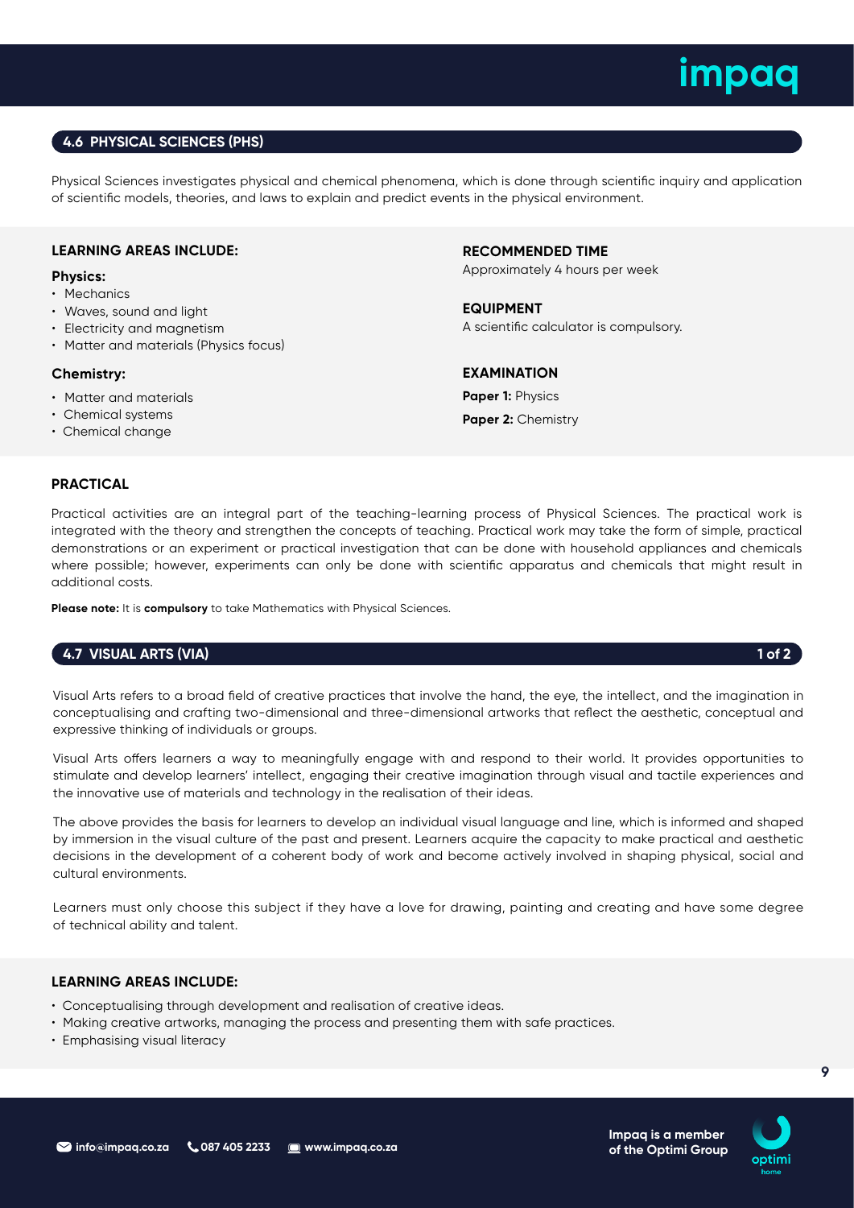## 4.6 PHYSICAL SCIENCES (PHS)

Physical Sciences investigates physical and chemical phenomena, which is done through scientific inquiry and application of scientific models, theories, and laws to explain and predict events in the physical environment.

### LEARNING AREAS INCLUDE:

**Physics:**

- Mechanics
- Waves, sound and light
- Electricity and magnetism
- Matter and materials (Physics focus)

**Chemistry:**

- Matter and materials
- Chemical systems
- Chemical change

### RECOMMENDED TIME

Approximately 4 hours per week

### EQUIPMENT

A scientific calculator is compulsory.

### EXAMINATION

**Paper 1:** Physics

**Paper 2:** Chemistry

### PRACTICAL

Practical activities are an integral part of the teaching-learning process of Physical Sciences. The practical work is integrated with the theory and strengthen the concepts of teaching. Practical work may take the form of simple, practical demonstrations or an experiment or practical investigation that can be done with household appliances and chemicals where possible; however, experiments can only be done with scientific apparatus and chemicals that might result in additional costs.

**Please note:** It is **compulsory** to take Mathematics with Physical Sciences.

## 4.7 VISUAL ARTS (VIA)

Visual Arts refers to a broad field of creative practices that involve the hand, the eye, the intellect, and the imagination in conceptualising and crafting two-dimensional and three-dimensional artworks that reflect the aesthetic, conceptual and expressive thinking of individuals or groups.

Visual Arts offers learners a way to meaningfully engage with and respond to their world. It provides opportunities to stimulate and develop learners' intellect, engaging their creative imagination through visual and tactile experiences and the innovative use of materials and technology in the realisation of their ideas.

The above provides the basis for learners to develop an individual visual language and line, which is informed and shaped by immersion in the visual culture of the past and present. Learners acquire the capacity to make practical and aesthetic decisions in the development of a coherent body of work and become actively involved in shaping physical, social and cultural environments.

Learners must only choose this subject if they have a love for drawing, painting and creating and have some degree of technical ability and talent.

### LEARNING AREAS INCLUDE:

- Conceptualising through development and realisation of creative ideas.
- Making creative artworks, managing the process and presenting them with safe practices.
- Emphasising visual literacy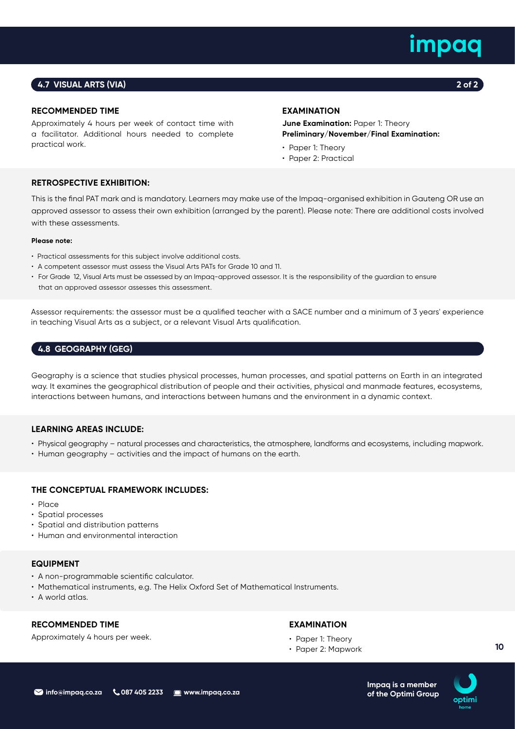## 4.7 VISUAL ARTS (VIA)

### RECOMMENDED TIME

Approximately 4 hours per week of contact time with a facilitator. Additional hours needed to complete practical work.

### EXAMINATION

**June Examination:** Paper 1: Theory
**Preliminary/November/Final Examination:**

- Paper 1: Theory
- Paper 2: Practical

### RETROSPECTIVE EXHIBITION:

This is the final PAT mark and is mandatory. Learners may make use of the Impaq-organised exhibition in Gauteng OR use an approved assessor to assess their own exhibition (arranged by the parent). Please note: There are additional costs involved with these assessments.

**Please note:**

- Practical assessments for this subject involve additional costs.
- A competent assessor must assess the Visual Arts PATs for Grade 10 and 11.
- For Grade 12, Visual Arts must be assessed by an Impaq-approved assessor. It is the responsibility of the guardian to ensure that an approved assessor assesses this assessment.

Assessor requirements: the assessor must be a qualified teacher with a SACE number and a minimum of 3 years' experience in teaching Visual Arts as a subject, or a relevant Visual Arts qualification.

## 4.8 GEOGRAPHY (GEG)

Geography is a science that studies physical processes, human processes, and spatial patterns on Earth in an integrated way. It examines the geographical distribution of people and their activities, physical and manmade features, ecosystems, interactions between humans, and interactions between humans and the environment in a dynamic context.

### LEARNING AREAS INCLUDE:

- Physical geography – natural processes and characteristics, the atmosphere, landforms and ecosystems, including mapwork.
- Human geography – activities and the impact of humans on the earth.

### THE CONCEPTUAL FRAMEWORK INCLUDES:

- Place
- Spatial processes
- Spatial and distribution patterns
- Human and environmental interaction

### EQUIPMENT

- A non-programmable scientific calculator.
- Mathematical instruments, e.g. The Helix Oxford Set of Mathematical Instruments.
- A world atlas.

### RECOMMENDED TIME

Approximately 4 hours per week.

### EXAMINATION

- Paper 1: Theory
- Paper 2: Mapwork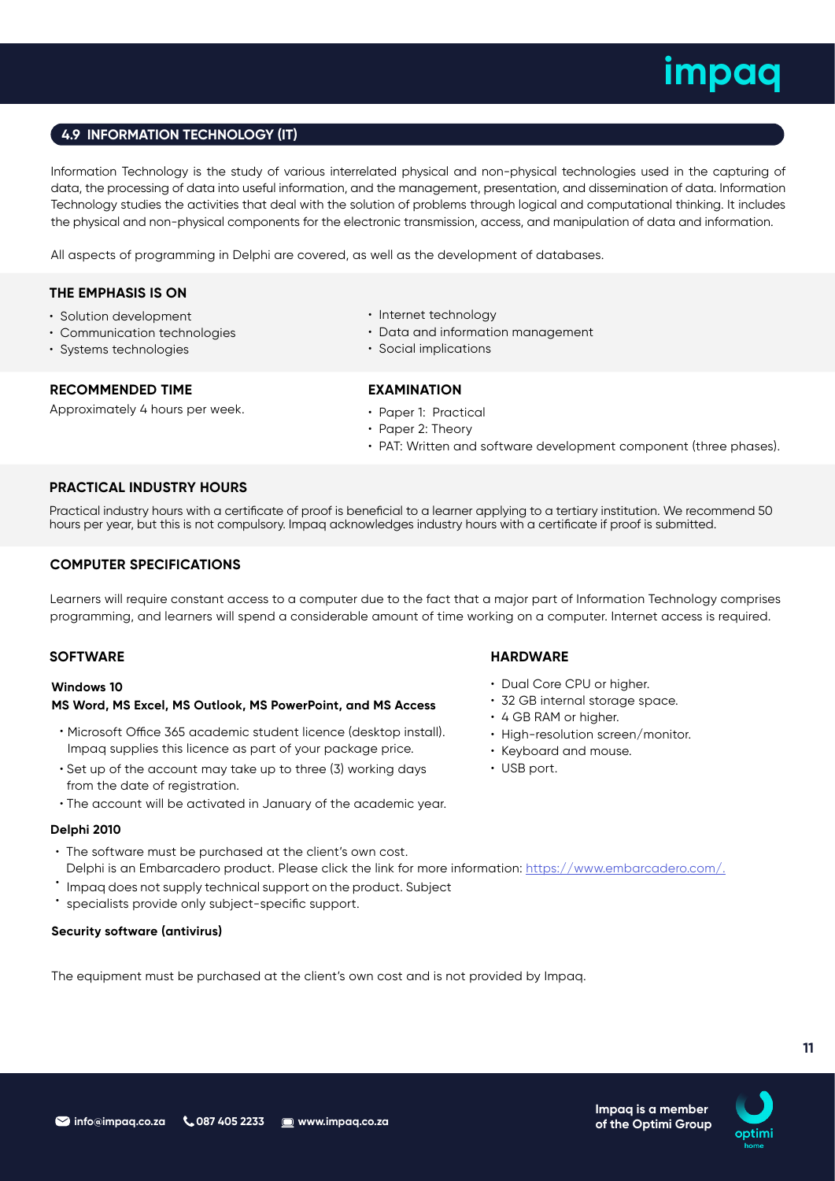## 4.9 INFORMATION TECHNOLOGY (IT)

Information Technology is the study of various interrelated physical and non-physical technologies used in the capturing of data, the processing of data into useful information, and the management, presentation, and dissemination of data. Information Technology studies the activities that deal with the solution of problems through logical and computational thinking. It includes the physical and non-physical components for the electronic transmission, access, and manipulation of data and information.

All aspects of programming in Delphi are covered, as well as the development of databases.

### THE EMPHASIS IS ON

- Solution development
- Communication technologies
- Systems technologies
- Internet technology
- Data and information management
- Social implications

### RECOMMENDED TIME

Approximately 4 hours per week.

### EXAMINATION

- Paper 1: Practical
- Paper 2: Theory
- PAT: Written and software development component (three phases).

### PRACTICAL INDUSTRY HOURS

Practical industry hours with a certificate of proof is beneficial to a learner applying to a tertiary institution. We recommend 50 hours per year, but this is not compulsory. Impaq acknowledges industry hours with a certificate if proof is submitted.

### COMPUTER SPECIFICATIONS

Learners will require constant access to a computer due to the fact that a major part of Information Technology comprises programming, and learners will spend a considerable amount of time working on a computer. Internet access is required.

### SOFTWARE

**Windows 10**

**MS Word, MS Excel, MS Outlook, MS PowerPoint, and MS Access**

- Microsoft Office 365 academic student licence (desktop install). Impaq supplies this licence as part of your package price.
- Set up of the account may take up to three (3) working days from the date of registration.
- The account will be activated in January of the academic year.

**Delphi 2010**

- The software must be purchased at the client's own cost. Delphi is an Embarcadero product. Please click the link for more information: https://www.embarcadero.com/.
- Impaq does not supply technical support on the product. Subject
- specialists provide only subject-specific support.

**Security software (antivirus)**

### HARDWARE

- Dual Core CPU or higher.
- 32 GB internal storage space.
- 4 GB RAM or higher.
- High-resolution screen/monitor.
- Keyboard and mouse.
- USB port.

The equipment must be purchased at the client's own cost and is not provided by Impaq.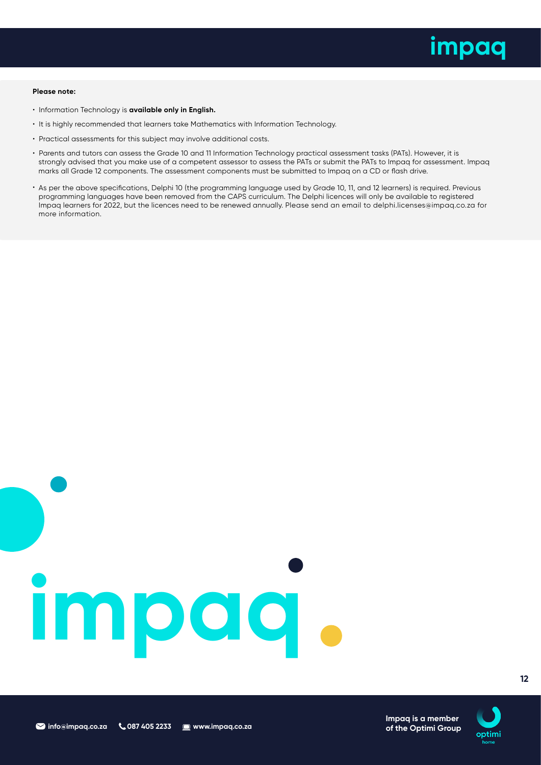**Please note:**

- Information Technology is **available only in English.**
- It is highly recommended that learners take Mathematics with Information Technology.
- Practical assessments for this subject may involve additional costs.
- Parents and tutors can assess the Grade 10 and 11 Information Technology practical assessment tasks (PATs). However, it is strongly advised that you make use of a competent assessor to assess the PATs or submit the PATs to Impaq for assessment. Impaq marks all Grade 12 components. The assessment components must be submitted to Impaq on a CD or flash drive.
- As per the above specifications, Delphi 10 (the programming language used by Grade 10, 11, and 12 learners) is required. Previous programming languages have been removed from the CAPS curriculum. The Delphi licences will only be available to registered Impaq learners for 2022, but the licences need to be renewed annually. Please send an email to delphi.licenses@impaq.co.za for more information.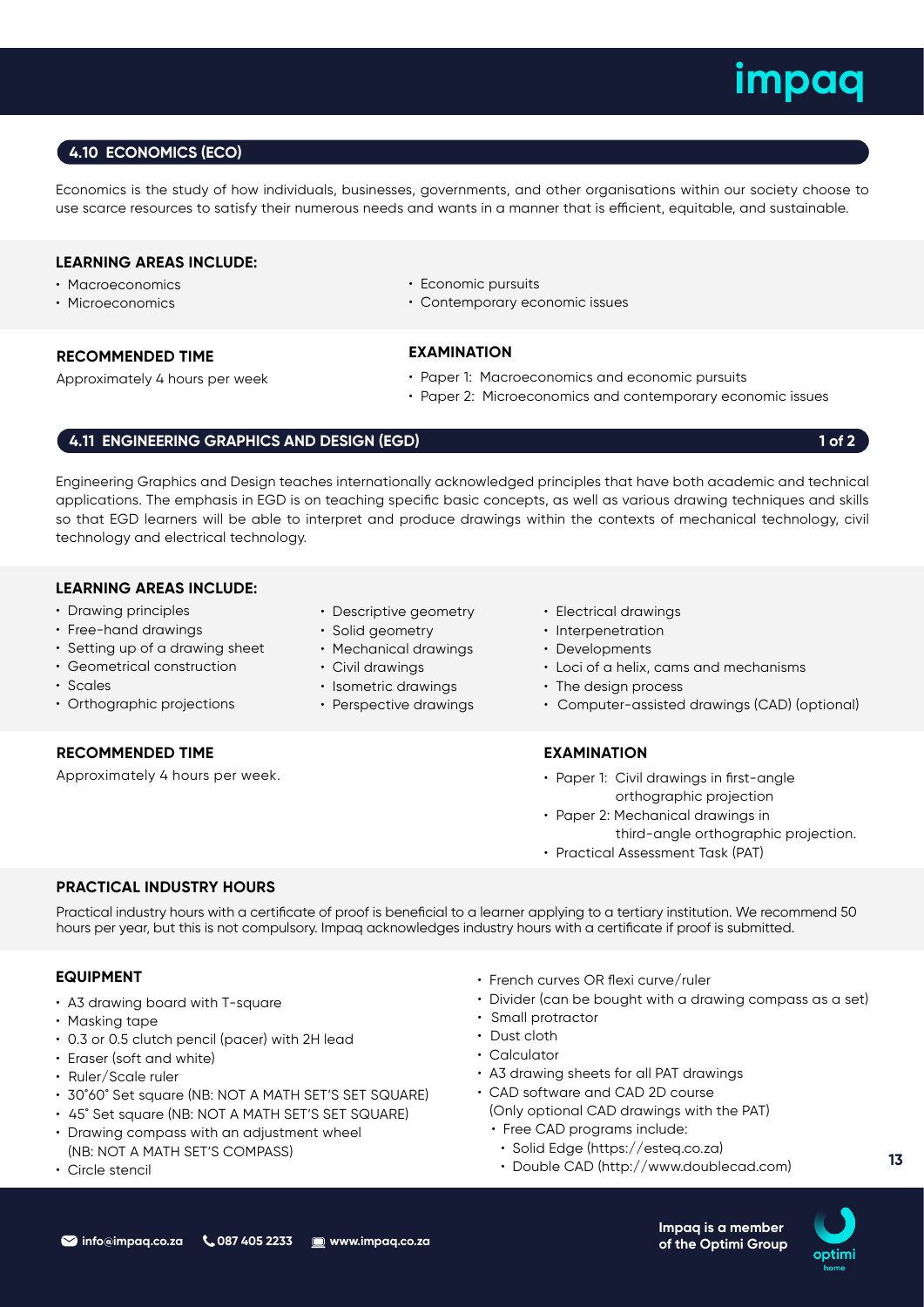## 4.10 ECONOMICS (ECO)

Economics is the study of how individuals, businesses, governments, and other organisations within our society choose to use scarce resources to satisfy their numerous needs and wants in a manner that is efficient, equitable, and sustainable.

### LEARNING AREAS INCLUDE:

- Macroeconomics
- Microeconomics
- Economic pursuits
- Contemporary economic issues

### RECOMMENDED TIME

Approximately 4 hours per week

### EXAMINATION

- Paper 1: Macroeconomics and economic pursuits
- Paper 2: Microeconomics and contemporary economic issues

## 4.11 ENGINEERING GRAPHICS AND DESIGN (EGD)

Engineering Graphics and Design teaches internationally acknowledged principles that have both academic and technical applications. The emphasis in EGD is on teaching specific basic concepts, as well as various drawing techniques and skills so that EGD learners will be able to interpret and produce drawings within the contexts of mechanical technology, civil technology and electrical technology.

### LEARNING AREAS INCLUDE:

- Drawing principles
- Free-hand drawings
- Setting up of a drawing sheet
- Geometrical construction
- Scales
- Orthographic projections
- Descriptive geometry
- Solid geometry
- Mechanical drawings
- Civil drawings
- Isometric drawings
- Perspective drawings
- Electrical drawings
- Interpenetration
- Developments
- Loci of a helix, cams and mechanisms
- The design process
- Computer-assisted drawings (CAD) (optional)

### RECOMMENDED TIME

Approximately 4 hours per week.

### EXAMINATION

- Paper 1: Civil drawings in first-angle orthographic projection
- Paper 2: Mechanical drawings in third-angle orthographic projection.
- Practical Assessment Task (PAT)

### PRACTICAL INDUSTRY HOURS

Practical industry hours with a certificate of proof is beneficial to a learner applying to a tertiary institution. We recommend 50 hours per year, but this is not compulsory. Impaq acknowledges industry hours with a certificate if proof is submitted.

### EQUIPMENT

- A3 drawing board with T-square
- Masking tape
- 0.3 or 0.5 clutch pencil (pacer) with 2H lead
- Eraser (soft and white)
- Ruler/Scale ruler
- 30˚60˚ Set square (NB: NOT A MATH SET'S SET SQUARE)
- 45˚ Set square (NB: NOT A MATH SET'S SET SQUARE)
- Drawing compass with an adjustment wheel (NB: NOT A MATH SET'S COMPASS)
- Circle stencil
- French curves OR flexi curve/ruler
- Divider (can be bought with a drawing compass as a set)
- Small protractor
- Dust cloth
- Calculator
- A3 drawing sheets for all PAT drawings
- CAD software and CAD 2D course (Only optional CAD drawings with the PAT)
  - Free CAD programs include:
    - Solid Edge (https://esteq.co.za)
    - Double CAD (http://www.doublecad.com)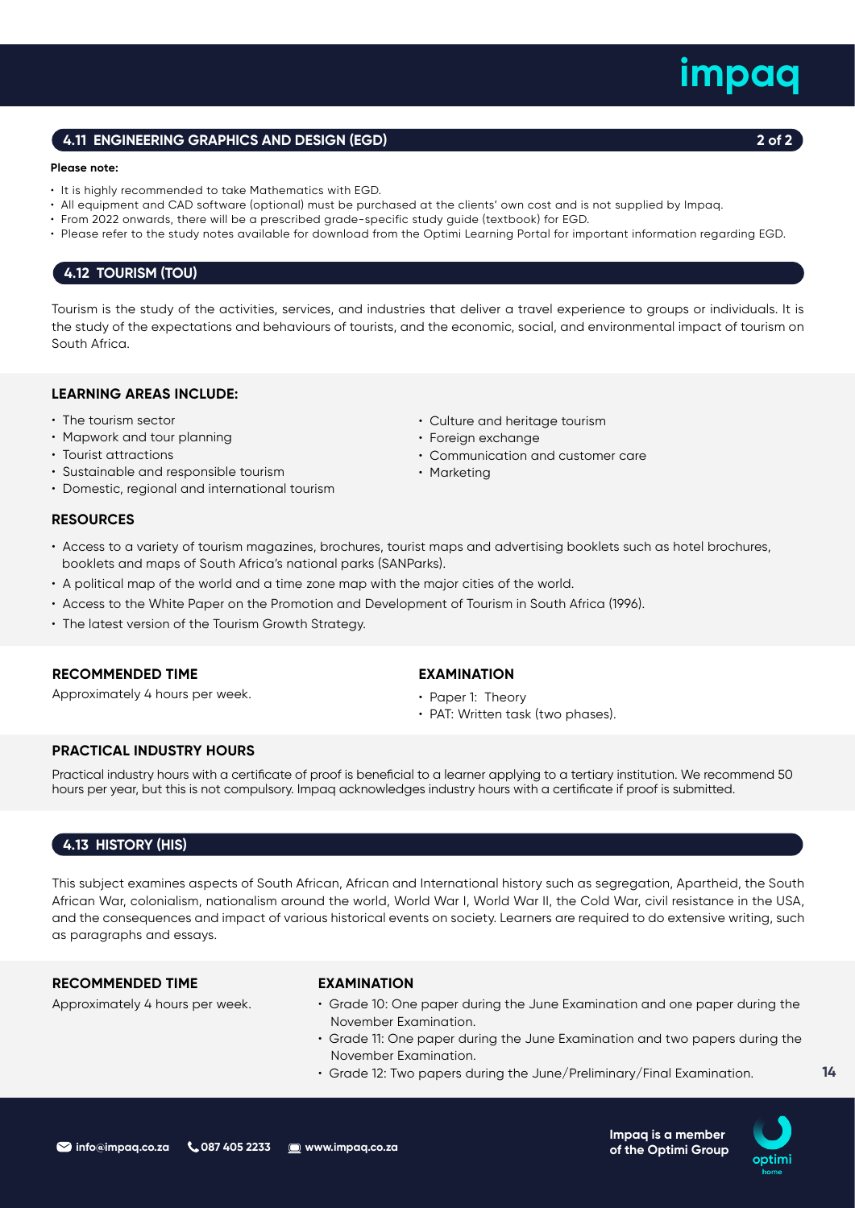## 4.11 ENGINEERING GRAPHICS AND DESIGN (EGD)

**Please note:**

- It is highly recommended to take Mathematics with EGD.
- All equipment and CAD software (optional) must be purchased at the clients' own cost and is not supplied by Impaq.
- From 2022 onwards, there will be a prescribed grade-specific study guide (textbook) for EGD.
- Please refer to the study notes available for download from the Optimi Learning Portal for important information regarding EGD.

## 4.12 TOURISM (TOU)

Tourism is the study of the activities, services, and industries that deliver a travel experience to groups or individuals. It is the study of the expectations and behaviours of tourists, and the economic, social, and environmental impact of tourism on South Africa.

### LEARNING AREAS INCLUDE:

- The tourism sector
- Mapwork and tour planning
- Tourist attractions
- Sustainable and responsible tourism
- Domestic, regional and international tourism
- Culture and heritage tourism
- Foreign exchange
- Communication and customer care
- Marketing

### RESOURCES

- Access to a variety of tourism magazines, brochures, tourist maps and advertising booklets such as hotel brochures, booklets and maps of South Africa's national parks (SANParks).
- A political map of the world and a time zone map with the major cities of the world.
- Access to the White Paper on the Promotion and Development of Tourism in South Africa (1996).
- The latest version of the Tourism Growth Strategy.

### RECOMMENDED TIME

Approximately 4 hours per week.

### EXAMINATION

- Paper 1: Theory
- PAT: Written task (two phases).

### PRACTICAL INDUSTRY HOURS

Practical industry hours with a certificate of proof is beneficial to a learner applying to a tertiary institution. We recommend 50 hours per year, but this is not compulsory. Impaq acknowledges industry hours with a certificate if proof is submitted.

## 4.13 HISTORY (HIS)

This subject examines aspects of South African, African and International history such as segregation, Apartheid, the South African War, colonialism, nationalism around the world, World War I, World War II, the Cold War, civil resistance in the USA, and the consequences and impact of various historical events on society. Learners are required to do extensive writing, such as paragraphs and essays.

### RECOMMENDED TIME

Approximately 4 hours per week.

### EXAMINATION

- Grade 10: One paper during the June Examination and one paper during the November Examination.
- Grade 11: One paper during the June Examination and two papers during the November Examination.
- Grade 12: Two papers during the June/Preliminary/Final Examination.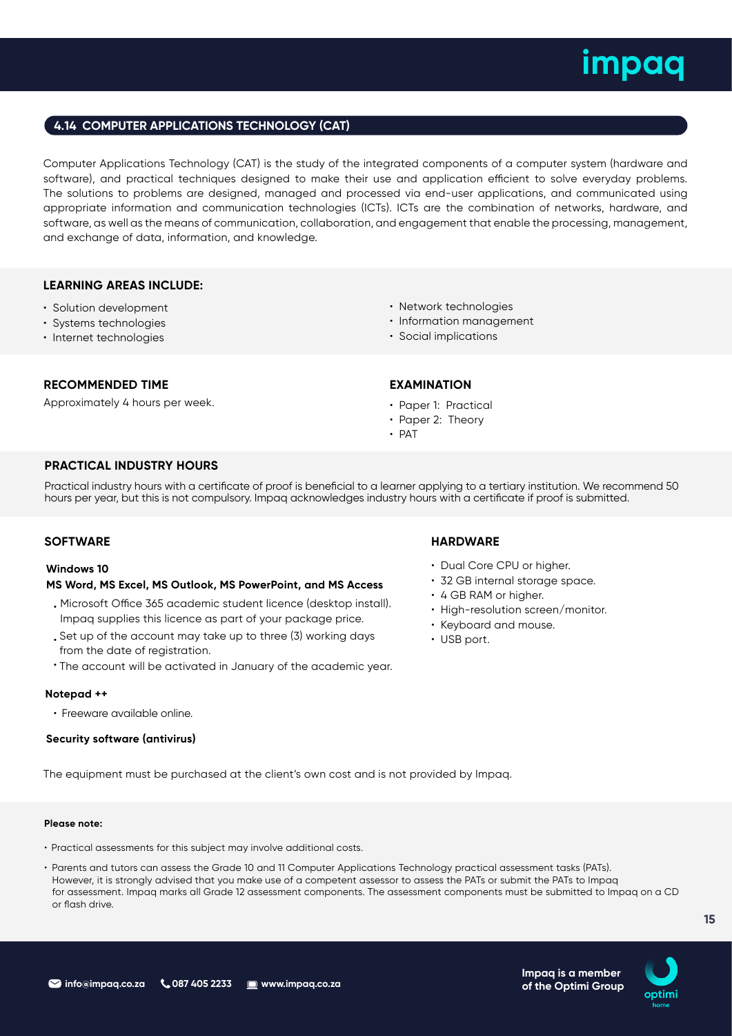## 4.14 COMPUTER APPLICATIONS TECHNOLOGY (CAT)

Computer Applications Technology (CAT) is the study of the integrated components of a computer system (hardware and software), and practical techniques designed to make their use and application efficient to solve everyday problems. The solutions to problems are designed, managed and processed via end-user applications, and communicated using appropriate information and communication technologies (ICTs). ICTs are the combination of networks, hardware, and software, as well as the means of communication, collaboration, and engagement that enable the processing, management, and exchange of data, information, and knowledge.

### LEARNING AREAS INCLUDE:

- Solution development
- Systems technologies
- Internet technologies
- Network technologies
- Information management
- Social implications

### RECOMMENDED TIME

Approximately 4 hours per week.

### EXAMINATION

- Paper 1: Practical
- Paper 2: Theory
- PAT

### PRACTICAL INDUSTRY HOURS

Practical industry hours with a certificate of proof is beneficial to a learner applying to a tertiary institution. We recommend 50 hours per year, but this is not compulsory. Impaq acknowledges industry hours with a certificate if proof is submitted.

### SOFTWARE

**Windows 10**

**MS Word, MS Excel, MS Outlook, MS PowerPoint, and MS Access**

- Microsoft Office 365 academic student licence (desktop install). Impaq supplies this licence as part of your package price.
- Set up of the account may take up to three (3) working days from the date of registration.
- The account will be activated in January of the academic year.

**Notepad ++**

- Freeware available online.

**Security software (antivirus)**

### HARDWARE

- Dual Core CPU or higher.
- 32 GB internal storage space.
- 4 GB RAM or higher.
- High-resolution screen/monitor.
- Keyboard and mouse.
- USB port.

The equipment must be purchased at the client's own cost and is not provided by Impaq.

**Please note:**

- Practical assessments for this subject may involve additional costs.
- Parents and tutors can assess the Grade 10 and 11 Computer Applications Technology practical assessment tasks (PATs). However, it is strongly advised that you make use of a competent assessor to assess the PATs or submit the PATs to Impaq for assessment. Impaq marks all Grade 12 assessment components. The assessment components must be submitted to Impaq on a CD or flash drive.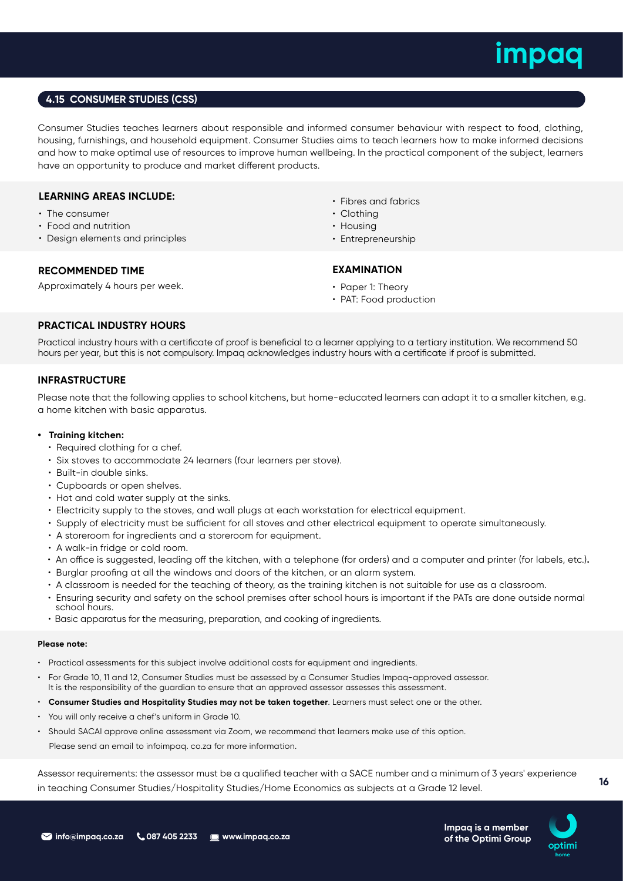## 4.15 CONSUMER STUDIES (CSS)

Consumer Studies teaches learners about responsible and informed consumer behaviour with respect to food, clothing, housing, furnishings, and household equipment. Consumer Studies aims to teach learners how to make informed decisions and how to make optimal use of resources to improve human wellbeing. In the practical component of the subject, learners have an opportunity to produce and market different products.

### LEARNING AREAS INCLUDE:

- The consumer
- Food and nutrition
- Design elements and principles
- Fibres and fabrics
- Clothing
- Housing
- Entrepreneurship

### RECOMMENDED TIME

Approximately 4 hours per week.

### EXAMINATION

- Paper 1: Theory
- PAT: Food production

### PRACTICAL INDUSTRY HOURS

Practical industry hours with a certificate of proof is beneficial to a learner applying to a tertiary institution. We recommend 50 hours per year, but this is not compulsory. Impaq acknowledges industry hours with a certificate if proof is submitted.

### INFRASTRUCTURE

Please note that the following applies to school kitchens, but home-educated learners can adapt it to a smaller kitchen, e.g. a home kitchen with basic apparatus.

- **Training kitchen:**
  - Required clothing for a chef.
  - Six stoves to accommodate 24 learners (four learners per stove).
  - Built-in double sinks.
  - Cupboards or open shelves.
  - Hot and cold water supply at the sinks.
  - Electricity supply to the stoves, and wall plugs at each workstation for electrical equipment.
  - Supply of electricity must be sufficient for all stoves and other electrical equipment to operate simultaneously.
  - A storeroom for ingredients and a storeroom for equipment.
  - A walk-in fridge or cold room.
  - An office is suggested, leading off the kitchen, with a telephone (for orders) and a computer and printer (for labels, etc.).
  - Burglar proofing at all the windows and doors of the kitchen, or an alarm system.
  - A classroom is needed for the teaching of theory, as the training kitchen is not suitable for use as a classroom.
  - Ensuring security and safety on the school premises after school hours is important if the PATs are done outside normal school hours.
  - Basic apparatus for the measuring, preparation, and cooking of ingredients.

**Please note:**

- Practical assessments for this subject involve additional costs for equipment and ingredients.
- For Grade 10, 11 and 12, Consumer Studies must be assessed by a Consumer Studies Impaq-approved assessor. It is the responsibility of the guardian to ensure that an approved assessor assesses this assessment.
- **Consumer Studies and Hospitality Studies may not be taken together**. Learners must select one or the other.
- You will only receive a chef's uniform in Grade 10.
- Should SACAI approve online assessment via Zoom, we recommend that learners make use of this option. Please send an email to infoimpaq. co.za for more information.

Assessor requirements: the assessor must be a qualified teacher with a SACE number and a minimum of 3 years' experience in teaching Consumer Studies/Hospitality Studies/Home Economics as subjects at a Grade 12 level.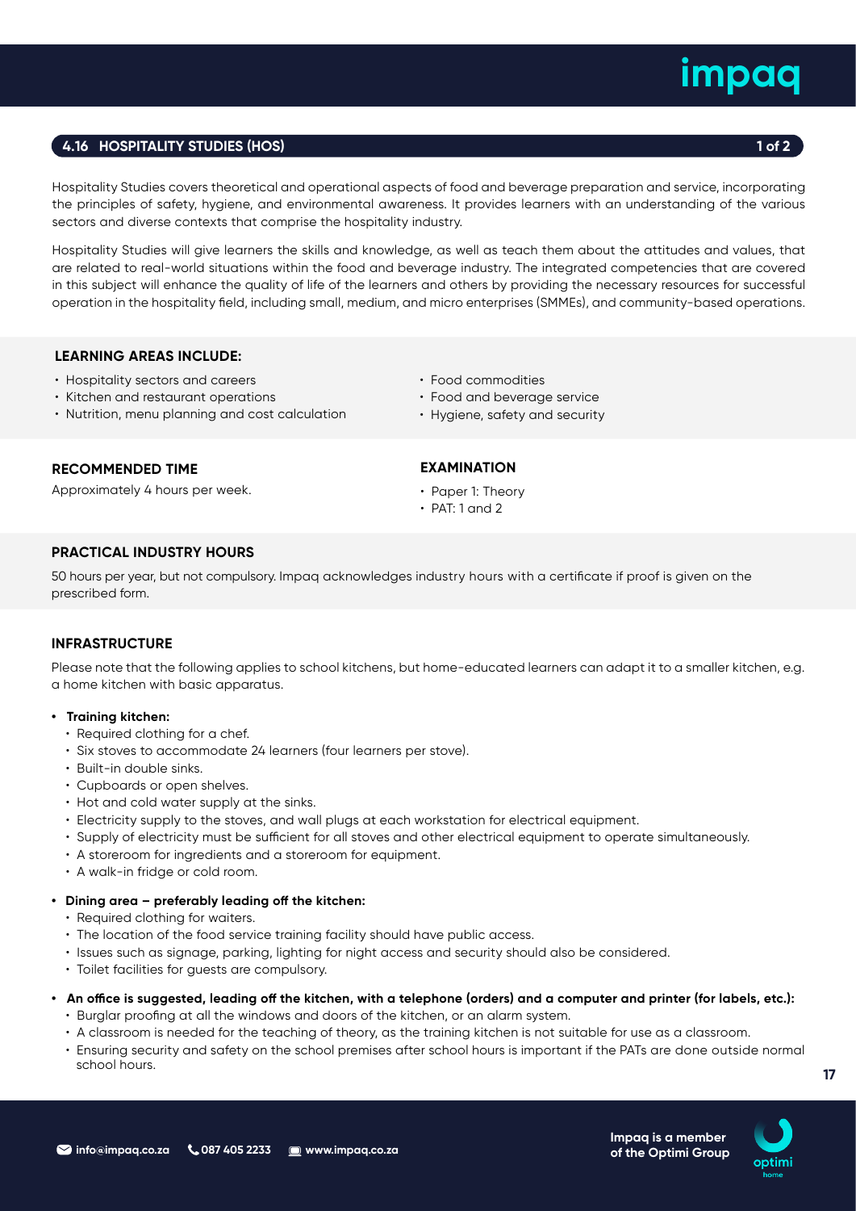## 4.16 HOSPITALITY STUDIES (HOS)

Hospitality Studies covers theoretical and operational aspects of food and beverage preparation and service, incorporating the principles of safety, hygiene, and environmental awareness. It provides learners with an understanding of the various sectors and diverse contexts that comprise the hospitality industry.

Hospitality Studies will give learners the skills and knowledge, as well as teach them about the attitudes and values, that are related to real-world situations within the food and beverage industry. The integrated competencies that are covered in this subject will enhance the quality of life of the learners and others by providing the necessary resources for successful operation in the hospitality field, including small, medium, and micro enterprises (SMMEs), and community-based operations.

### LEARNING AREAS INCLUDE:

- Hospitality sectors and careers
- Kitchen and restaurant operations
- Nutrition, menu planning and cost calculation
- Food commodities
- Food and beverage service
- Hygiene, safety and security

### RECOMMENDED TIME

Approximately 4 hours per week.

### EXAMINATION

- Paper 1: Theory
- PAT: 1 and 2

### PRACTICAL INDUSTRY HOURS

50 hours per year, but not compulsory. Impaq acknowledges industry hours with a certificate if proof is given on the prescribed form.

### INFRASTRUCTURE

Please note that the following applies to school kitchens, but home-educated learners can adapt it to a smaller kitchen, e.g. a home kitchen with basic apparatus.

- **Training kitchen:**
  - Required clothing for a chef.
  - Six stoves to accommodate 24 learners (four learners per stove).
  - Built-in double sinks.
  - Cupboards or open shelves.
  - Hot and cold water supply at the sinks.
  - Electricity supply to the stoves, and wall plugs at each workstation for electrical equipment.
  - Supply of electricity must be sufficient for all stoves and other electrical equipment to operate simultaneously.
  - A storeroom for ingredients and a storeroom for equipment.
  - A walk-in fridge or cold room.
- **Dining area – preferably leading off the kitchen:**
  - Required clothing for waiters.
  - The location of the food service training facility should have public access.
  - Issues such as signage, parking, lighting for night access and security should also be considered.
  - Toilet facilities for guests are compulsory.
- **An office is suggested, leading off the kitchen, with a telephone (orders) and a computer and printer (for labels, etc.):**
  - Burglar proofing at all the windows and doors of the kitchen, or an alarm system.
  - A classroom is needed for the teaching of theory, as the training kitchen is not suitable for use as a classroom.
  - Ensuring security and safety on the school premises after school hours is important if the PATs are done outside normal school hours.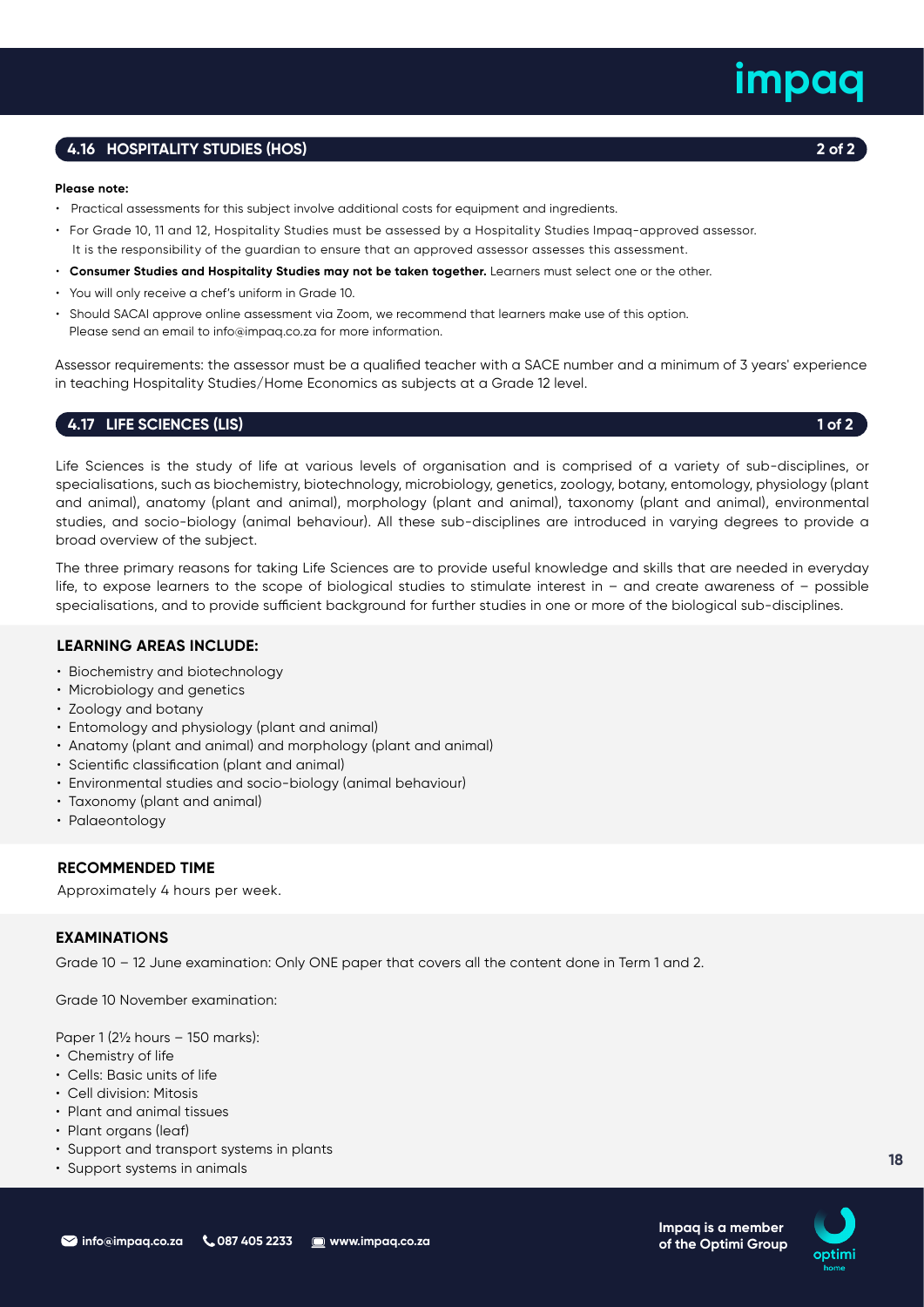## 4.16 HOSPITALITY STUDIES (HOS)

**Please note:**

- Practical assessments for this subject involve additional costs for equipment and ingredients.
- For Grade 10, 11 and 12, Hospitality Studies must be assessed by a Hospitality Studies Impaq-approved assessor. It is the responsibility of the guardian to ensure that an approved assessor assesses this assessment.
- **Consumer Studies and Hospitality Studies may not be taken together.** Learners must select one or the other.
- You will only receive a chef's uniform in Grade 10.
- Should SACAI approve online assessment via Zoom, we recommend that learners make use of this option. Please send an email to info@impaq.co.za for more information.

Assessor requirements: the assessor must be a qualified teacher with a SACE number and a minimum of 3 years' experience in teaching Hospitality Studies/Home Economics as subjects at a Grade 12 level.

## 4.17 LIFE SCIENCES (LIS)

Life Sciences is the study of life at various levels of organisation and is comprised of a variety of sub-disciplines, or specialisations, such as biochemistry, biotechnology, microbiology, genetics, zoology, botany, entomology, physiology (plant and animal), anatomy (plant and animal), morphology (plant and animal), taxonomy (plant and animal), environmental studies, and socio-biology (animal behaviour). All these sub-disciplines are introduced in varying degrees to provide a broad overview of the subject.

The three primary reasons for taking Life Sciences are to provide useful knowledge and skills that are needed in everyday life, to expose learners to the scope of biological studies to stimulate interest in – and create awareness of – possible specialisations, and to provide sufficient background for further studies in one or more of the biological sub-disciplines.

### LEARNING AREAS INCLUDE:

- Biochemistry and biotechnology
- Microbiology and genetics
- Zoology and botany
- Entomology and physiology (plant and animal)
- Anatomy (plant and animal) and morphology (plant and animal)
- Scientific classification (plant and animal)
- Environmental studies and socio-biology (animal behaviour)
- Taxonomy (plant and animal)
- Palaeontology

### RECOMMENDED TIME

Approximately 4 hours per week.

### EXAMINATIONS

Grade 10 – 12 June examination: Only ONE paper that covers all the content done in Term 1 and 2.

Grade 10 November examination:

Paper 1 (2½ hours – 150 marks):

- Chemistry of life
- Cells: Basic units of life
- Cell division: Mitosis
- Plant and animal tissues
- Plant organs (leaf)
- Support and transport systems in plants
- Support systems in animals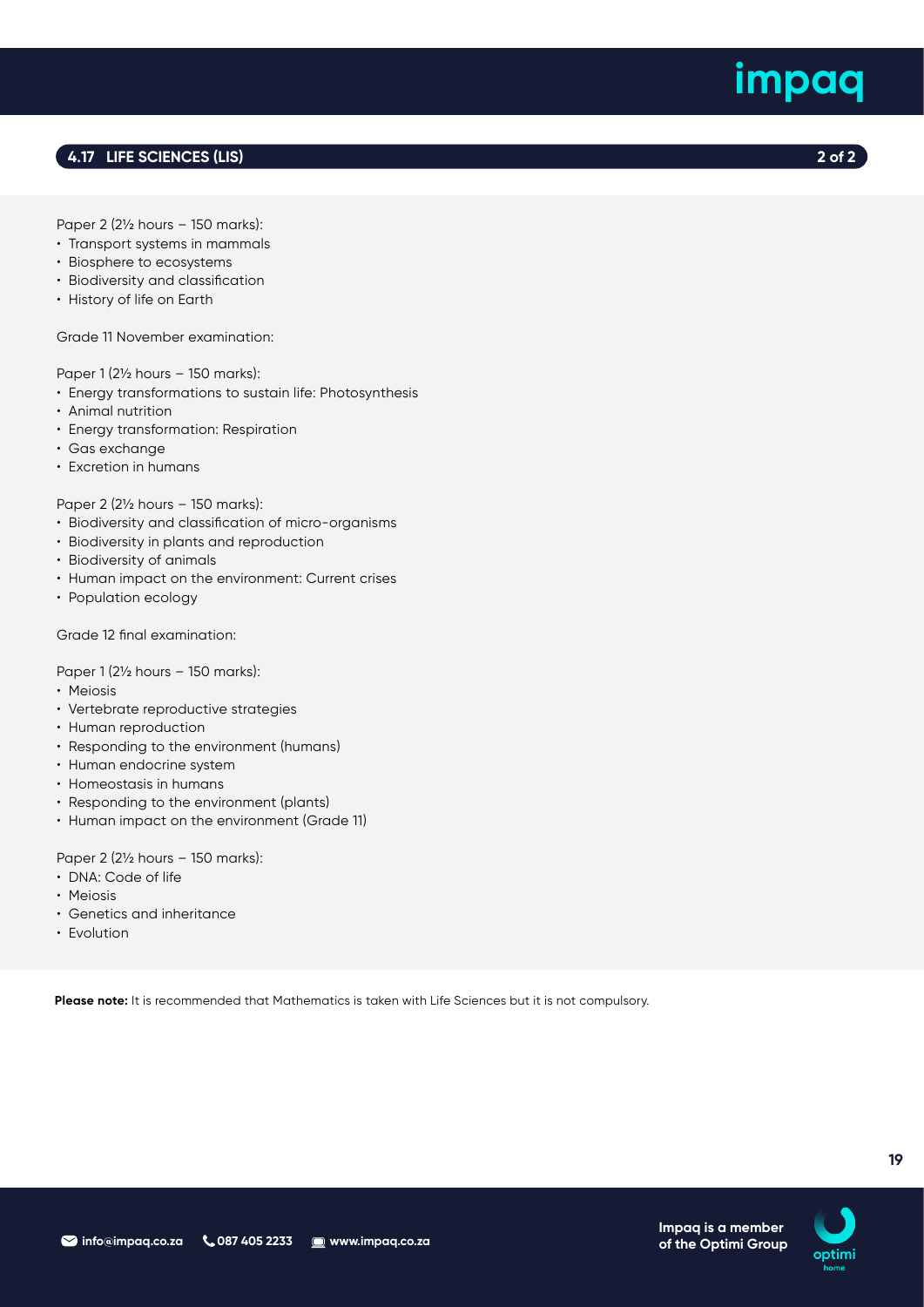## 4.17 LIFE SCIENCES (LIS)

Paper 2 (2½ hours – 150 marks):

- Transport systems in mammals
- Biosphere to ecosystems
- Biodiversity and classification
- History of life on Earth

Grade 11 November examination:

Paper 1 (2½ hours – 150 marks):

- Energy transformations to sustain life: Photosynthesis
- Animal nutrition
- Energy transformation: Respiration
- Gas exchange
- Excretion in humans

Paper 2 (2½ hours – 150 marks):

- Biodiversity and classification of micro-organisms
- Biodiversity in plants and reproduction
- Biodiversity of animals
- Human impact on the environment: Current crises
- Population ecology

Grade 12 final examination:

Paper 1 (2½ hours – 150 marks):

- Meiosis
- Vertebrate reproductive strategies
- Human reproduction
- Responding to the environment (humans)
- Human endocrine system
- Homeostasis in humans
- Responding to the environment (plants)
- Human impact on the environment (Grade 11)

Paper 2 (2½ hours – 150 marks):

- DNA: Code of life
- Meiosis
- Genetics and inheritance
- Evolution

**Please note:** It is recommended that Mathematics is taken with Life Sciences but it is not compulsory.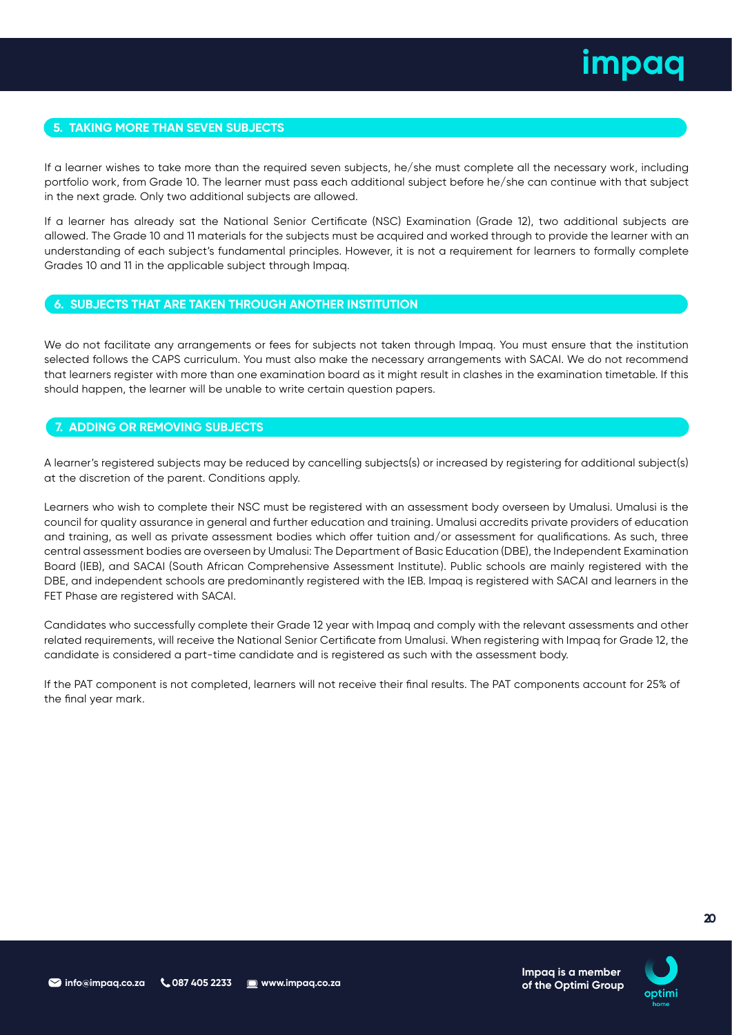## 5. TAKING MORE THAN SEVEN SUBJECTS

If a learner wishes to take more than the required seven subjects, he/she must complete all the necessary work, including portfolio work, from Grade 10. The learner must pass each additional subject before he/she can continue with that subject in the next grade. Only two additional subjects are allowed.

If a learner has already sat the National Senior Certificate (NSC) Examination (Grade 12), two additional subjects are allowed. The Grade 10 and 11 materials for the subjects must be acquired and worked through to provide the learner with an understanding of each subject's fundamental principles. However, it is not a requirement for learners to formally complete Grades 10 and 11 in the applicable subject through Impaq.

## 6. SUBJECTS THAT ARE TAKEN THROUGH ANOTHER INSTITUTION

We do not facilitate any arrangements or fees for subjects not taken through Impaq. You must ensure that the institution selected follows the CAPS curriculum. You must also make the necessary arrangements with SACAI. We do not recommend that learners register with more than one examination board as it might result in clashes in the examination timetable. If this should happen, the learner will be unable to write certain question papers.

## 7. ADDING OR REMOVING SUBJECTS

A learner's registered subjects may be reduced by cancelling subjects(s) or increased by registering for additional subject(s) at the discretion of the parent. Conditions apply.

Learners who wish to complete their NSC must be registered with an assessment body overseen by Umalusi. Umalusi is the council for quality assurance in general and further education and training. Umalusi accredits private providers of education and training, as well as private assessment bodies which offer tuition and/or assessment for qualifications. As such, three central assessment bodies are overseen by Umalusi: The Department of Basic Education (DBE), the Independent Examination Board (IEB), and SACAI (South African Comprehensive Assessment Institute). Public schools are mainly registered with the DBE, and independent schools are predominantly registered with the IEB. Impaq is registered with SACAI and learners in the FET Phase are registered with SACAI.

Candidates who successfully complete their Grade 12 year with Impaq and comply with the relevant assessments and other related requirements, will receive the National Senior Certificate from Umalusi. When registering with Impaq for Grade 12, the candidate is considered a part-time candidate and is registered as such with the assessment body.

If the PAT component is not completed, learners will not receive their final results. The PAT components account for 25% of the final year mark.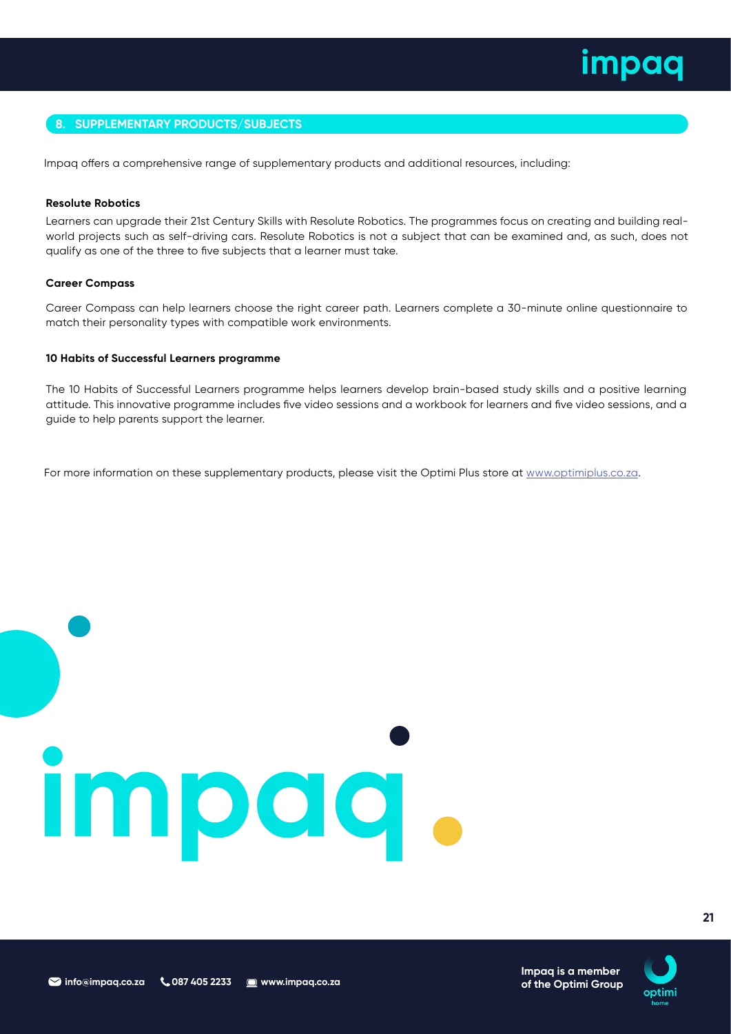## 8. SUPPLEMENTARY PRODUCTS/SUBJECTS

Impaq offers a comprehensive range of supplementary products and additional resources, including:

**Resolute Robotics**

Learners can upgrade their 21st Century Skills with Resolute Robotics. The programmes focus on creating and building real-world projects such as self-driving cars. Resolute Robotics is not a subject that can be examined and, as such, does not qualify as one of the three to five subjects that a learner must take.

**Career Compass**

Career Compass can help learners choose the right career path. Learners complete a 30-minute online questionnaire to match their personality types with compatible work environments.

**10 Habits of Successful Learners programme**

The 10 Habits of Successful Learners programme helps learners develop brain-based study skills and a positive learning attitude. This innovative programme includes five video sessions and a workbook for learners and five video sessions, and a guide to help parents support the learner.

For more information on these supplementary products, please visit the Optimi Plus store at www.optimiplus.co.za.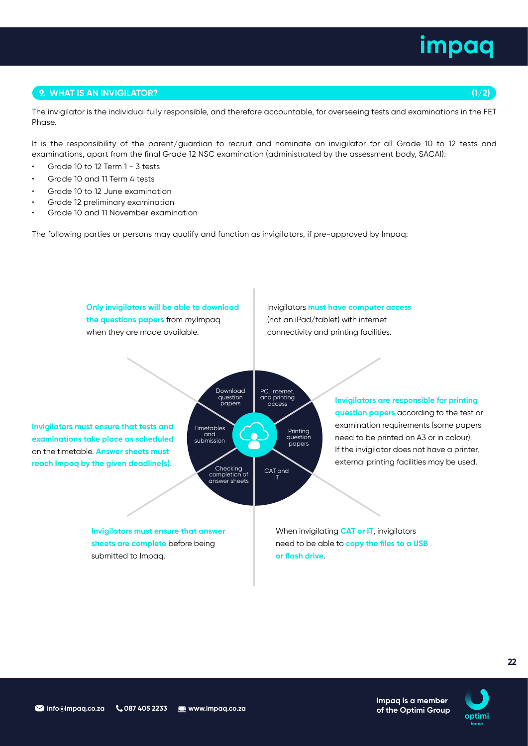## 9. WHAT IS AN INVIGILATOR? (1/2)

The invigilator is the individual fully responsible, and therefore accountable, for overseeing tests and examinations in the FET Phase.

It is the responsibility of the parent/guardian to recruit and nominate an invigilator for all Grade 10 to 12 tests and examinations, apart from the final Grade 12 NSC examination (administrated by the assessment body, SACAI):

- Grade 10 to 12 Term 1 - 3 tests
- Grade 10 and 11 Term 4 tests
- Grade 10 to 12 June examination
- Grade 12 preliminary examination
- Grade 10 and 11 November examination

The following parties or persons may qualify and function as invigilators, if pre-approved by Impaq:

**Download question papers:** **Only invigilators will be able to download the questions papers** from *my.*Impaq when they are made available.

**PC, internet, and printing access:** Invigilators **must have computer access** (not an iPad/tablet) with internet connectivity and printing facilities.

**Printing question papers:** **Invigilators are responsible for printing question papers** according to the test or examination requirements (some papers need to be printed on A3 or in colour). If the invigilator does not have a printer, external printing facilities may be used.

**CAT and IT:** When invigilating **CAT or IT**, invigilators need to be able to **copy the files to a USB or flash drive**.

**Checking completion of answer sheets:** **Invigilators must ensure that answer sheets are complete** before being submitted to Impaq.

**Timetables and submission:** **Invigilators must ensure that tests and examinations take place as scheduled** on the timetable. **Answer sheets must reach Impaq by the given deadline(s).**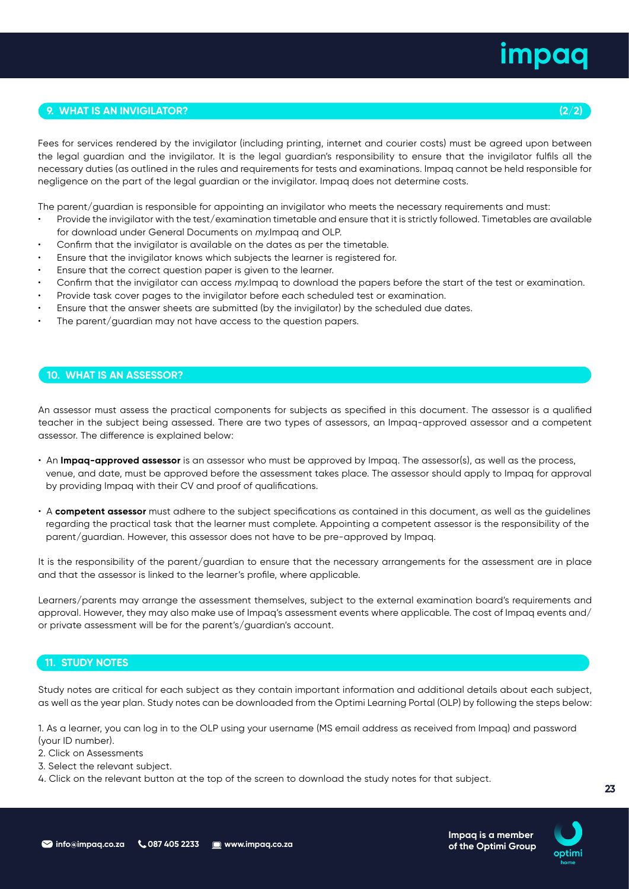## 9. WHAT IS AN INVIGILATOR? (2/2)

Fees for services rendered by the invigilator (including printing, internet and courier costs) must be agreed upon between the legal guardian and the invigilator. It is the legal guardian's responsibility to ensure that the invigilator fulfils all the necessary duties (as outlined in the rules and requirements for tests and examinations. Impaq cannot be held responsible for negligence on the part of the legal guardian or the invigilator. Impaq does not determine costs.

The parent/guardian is responsible for appointing an invigilator who meets the necessary requirements and must:

- Provide the invigilator with the test/examination timetable and ensure that it is strictly followed. Timetables are available for download under General Documents on *my.*Impaq and OLP.
- Confirm that the invigilator is available on the dates as per the timetable.
- Ensure that the invigilator knows which subjects the learner is registered for.
- Ensure that the correct question paper is given to the learner.
- Confirm that the invigilator can access *my.*Impaq to download the papers before the start of the test or examination.
- Provide task cover pages to the invigilator before each scheduled test or examination.
- Ensure that the answer sheets are submitted (by the invigilator) by the scheduled due dates.
- The parent/guardian may not have access to the question papers.

## 10. WHAT IS AN ASSESSOR?

An assessor must assess the practical components for subjects as specified in this document. The assessor is a qualified teacher in the subject being assessed. There are two types of assessors, an Impaq-approved assessor and a competent assessor. The difference is explained below:

- An **Impaq-approved assessor** is an assessor who must be approved by Impaq. The assessor(s), as well as the process, venue, and date, must be approved before the assessment takes place. The assessor should apply to Impaq for approval by providing Impaq with their CV and proof of qualifications.
- A **competent assessor** must adhere to the subject specifications as contained in this document, as well as the guidelines regarding the practical task that the learner must complete. Appointing a competent assessor is the responsibility of the parent/guardian. However, this assessor does not have to be pre-approved by Impaq.

It is the responsibility of the parent/guardian to ensure that the necessary arrangements for the assessment are in place and that the assessor is linked to the learner's profile, where applicable.

Learners/parents may arrange the assessment themselves, subject to the external examination board's requirements and approval. However, they may also make use of Impaq's assessment events where applicable. The cost of Impaq events and/or private assessment will be for the parent's/guardian's account.

## 11. STUDY NOTES

Study notes are critical for each subject as they contain important information and additional details about each subject, as well as the year plan. Study notes can be downloaded from the Optimi Learning Portal (OLP) by following the steps below:

1. As a learner, you can log in to the OLP using your username (MS email address as received from Impaq) and password (your ID number).
2. Click on Assessments
3. Select the relevant subject.
4. Click on the relevant button at the top of the screen to download the study notes for that subject.